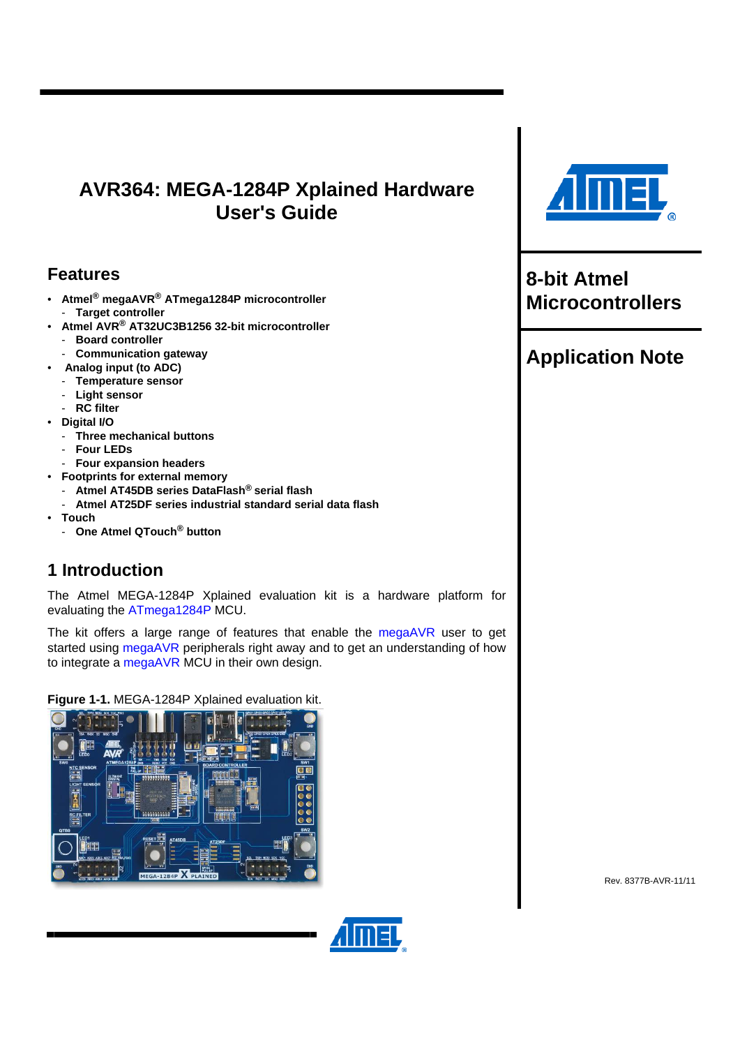# AVR364: MEGA-1284P Xplained Hardware User's Guide

**8-bit Atmel Microcontrollers**

**Application Note**

## Features

- **Atmel® megaAVR® ATmega1284P microcontroller**
  - **Target controller**
- **Atmel AVR® AT32UC3B1256 32-bit microcontroller**
  - **Board controller**
  - **Communication gateway**
- **Analog input (to ADC)**
  - **Temperature sensor**
  - **Light sensor**
  - **RC filter**
- **Digital I/O**
  - **Three mechanical buttons**
  - **Four LEDs**
  - **Four expansion headers**
- **Footprints for external memory**
  - **Atmel AT45DB series DataFlash® serial flash**
  - **Atmel AT25DF series industrial standard serial data flash**
- **Touch**
  - **One Atmel QTouch® button**

## 1 Introduction

The Atmel MEGA-1284P Xplained evaluation kit is a hardware platform for evaluating the ATmega1284P MCU.

The kit offers a large range of features that enable the megaAVR user to get started using megaAVR peripherals right away and to get an understanding of how to integrate a megaAVR MCU in their own design.

**Figure 1-1.** MEGA-1284P Xplained evaluation kit.

Rev. 8377B-AVR-11/11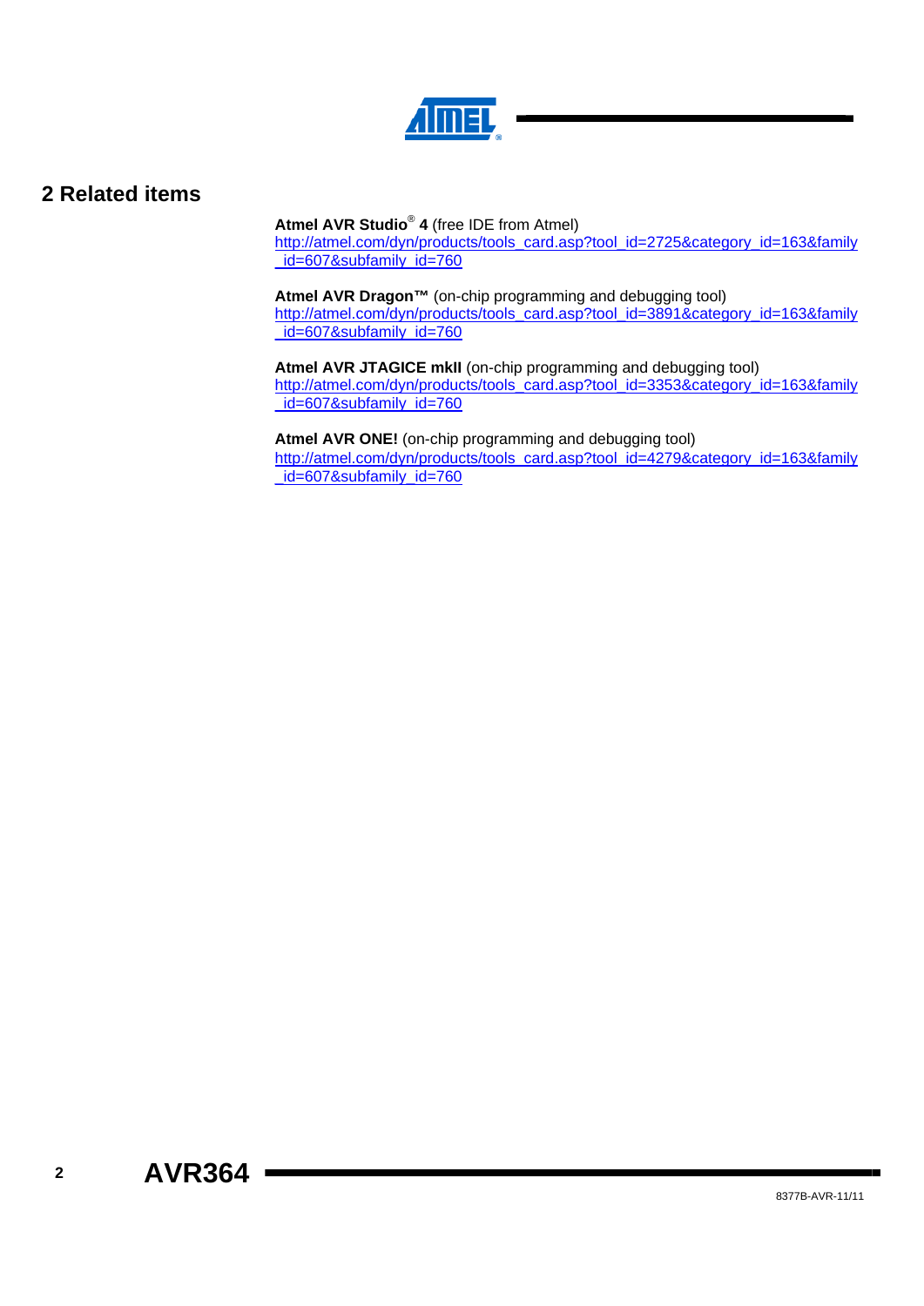## 2 Related items

**Atmel AVR Studio® 4** (free IDE from Atmel)
http://atmel.com/dyn/products/tools_card.asp?tool_id=2725&category_id=163&family_id=607&subfamily_id=760

**Atmel AVR Dragon™** (on-chip programming and debugging tool)
http://atmel.com/dyn/products/tools_card.asp?tool_id=3891&category_id=163&family_id=607&subfamily_id=760

**Atmel AVR JTAGICE mkII** (on-chip programming and debugging tool)
http://atmel.com/dyn/products/tools_card.asp?tool_id=3353&category_id=163&family_id=607&subfamily_id=760

**Atmel AVR ONE!** (on-chip programming and debugging tool)
http://atmel.com/dyn/products/tools_card.asp?tool_id=4279&category_id=163&family_id=607&subfamily_id=760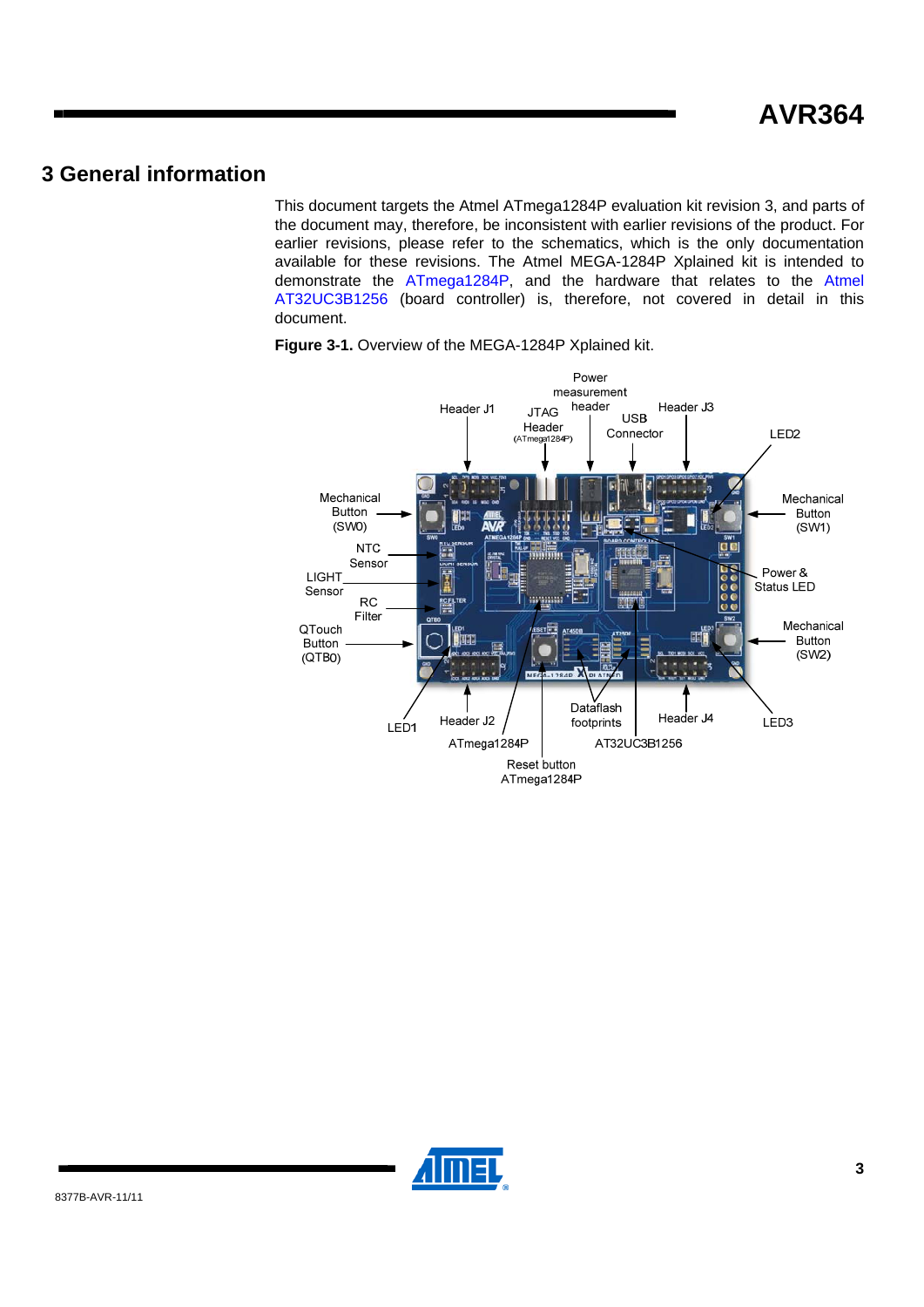# 3 General information

This document targets the Atmel ATmega1284P evaluation kit revision 3, and parts of the document may, therefore, be inconsistent with earlier revisions of the product. For earlier revisions, please refer to the schematics, which is the only documentation available for these revisions. The Atmel MEGA-1284P Xplained kit is intended to demonstrate the ATmega1284P, and the hardware that relates to the Atmel AT32UC3B1256 (board controller) is, therefore, not covered in detail in this document.

**Figure 3-1.** Overview of the MEGA-1284P Xplained kit.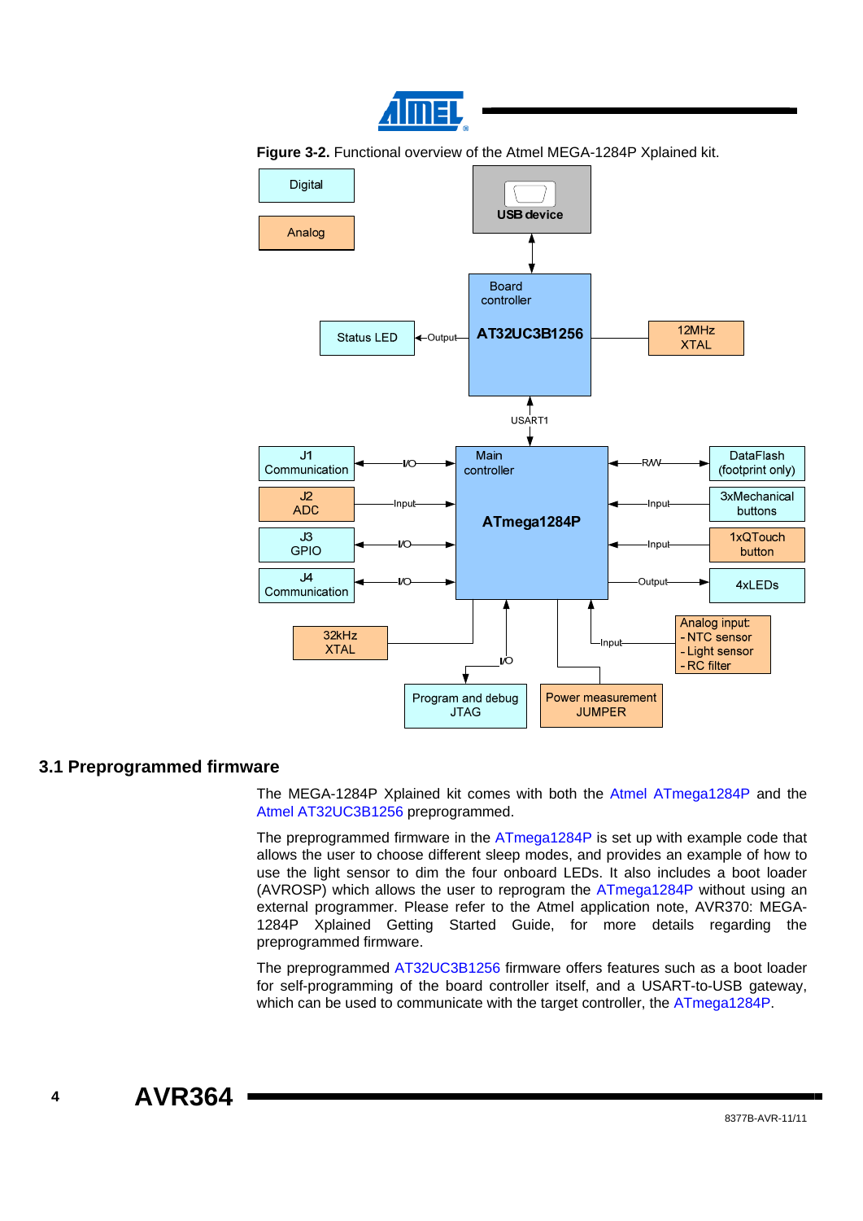**Figure 3-2.** Functional overview of the Atmel MEGA-1284P Xplained kit.

## 3.1 Preprogrammed firmware

The MEGA-1284P Xplained kit comes with both the Atmel ATmega1284P and the Atmel AT32UC3B1256 preprogrammed.

The preprogrammed firmware in the ATmega1284P is set up with example code that allows the user to choose different sleep modes, and provides an example of how to use the light sensor to dim the four onboard LEDs. It also includes a boot loader (AVROSP) which allows the user to reprogram the ATmega1284P without using an external programmer. Please refer to the Atmel application note, AVR370: MEGA-1284P Xplained Getting Started Guide, for more details regarding the preprogrammed firmware.

The preprogrammed AT32UC3B1256 firmware offers features such as a boot loader for self-programming of the board controller itself, and a USART-to-USB gateway, which can be used to communicate with the target controller, the ATmega1284P.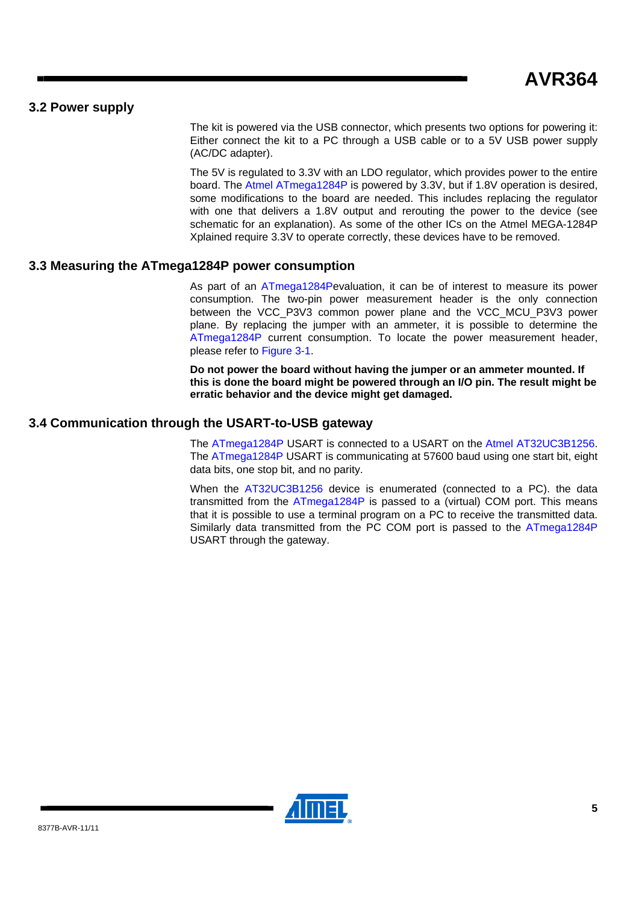## 3.2 Power supply

The kit is powered via the USB connector, which presents two options for powering it: Either connect the kit to a PC through a USB cable or to a 5V USB power supply (AC/DC adapter).

The 5V is regulated to 3.3V with an LDO regulator, which provides power to the entire board. The Atmel ATmega1284P is powered by 3.3V, but if 1.8V operation is desired, some modifications to the board are needed. This includes replacing the regulator with one that delivers a 1.8V output and rerouting the power to the device (see schematic for an explanation). As some of the other ICs on the Atmel MEGA-1284P Xplained require 3.3V to operate correctly, these devices have to be removed.

## 3.3 Measuring the ATmega1284P power consumption

As part of an ATmega1284Pevaluation, it can be of interest to measure its power consumption. The two-pin power measurement header is the only connection between the VCC_P3V3 common power plane and the VCC_MCU_P3V3 power plane. By replacing the jumper with an ammeter, it is possible to determine the ATmega1284P current consumption. To locate the power measurement header, please refer to Figure 3-1.

**Do not power the board without having the jumper or an ammeter mounted. If this is done the board might be powered through an I/O pin. The result might be erratic behavior and the device might get damaged.**

## 3.4 Communication through the USART-to-USB gateway

The ATmega1284P USART is connected to a USART on the Atmel AT32UC3B1256. The ATmega1284P USART is communicating at 57600 baud using one start bit, eight data bits, one stop bit, and no parity.

When the AT32UC3B1256 device is enumerated (connected to a PC). the data transmitted from the ATmega1284P is passed to a (virtual) COM port. This means that it is possible to use a terminal program on a PC to receive the transmitted data. Similarly data transmitted from the PC COM port is passed to the ATmega1284P USART through the gateway.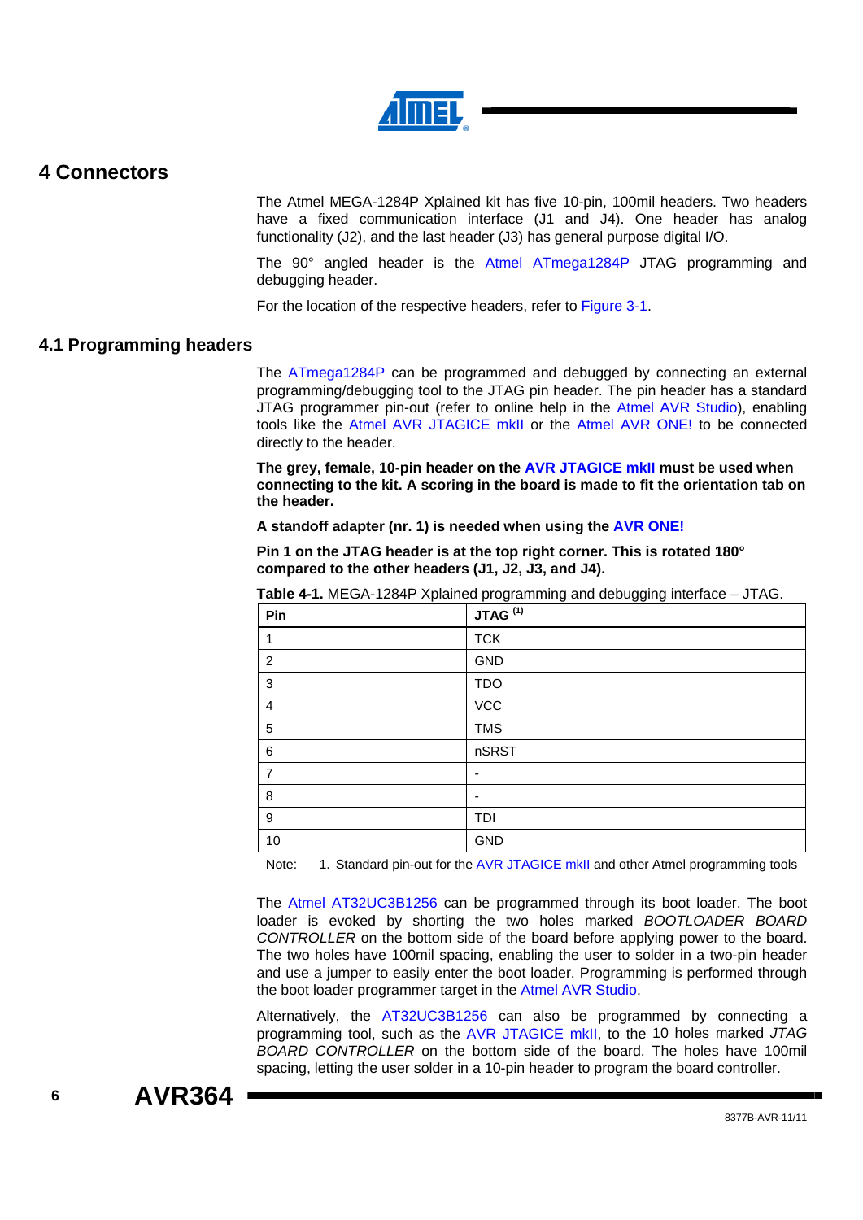# 4 Connectors

The Atmel MEGA-1284P Xplained kit has five 10-pin, 100mil headers. Two headers have a fixed communication interface (J1 and J4). One header has analog functionality (J2), and the last header (J3) has general purpose digital I/O.

The 90° angled header is the Atmel ATmega1284P JTAG programming and debugging header.

For the location of the respective headers, refer to Figure 3-1.

## 4.1 Programming headers

The ATmega1284P can be programmed and debugged by connecting an external programming/debugging tool to the JTAG pin header. The pin header has a standard JTAG programmer pin-out (refer to online help in the Atmel AVR Studio), enabling tools like the Atmel AVR JTAGICE mkII or the Atmel AVR ONE! to be connected directly to the header.

**The grey, female, 10-pin header on the AVR JTAGICE mkII must be used when connecting to the kit. A scoring in the board is made to fit the orientation tab on the header.**

**A standoff adapter (nr. 1) is needed when using the AVR ONE!**

**Pin 1 on the JTAG header is at the top right corner. This is rotated 180° compared to the other headers (J1, J2, J3, and J4).**

**Table 4-1.** MEGA-1284P Xplained programming and debugging interface – JTAG.

| Pin | JTAG [1] |
|---|---|
| 1 | TCK |
| 2 | GND |
| 3 | TDO |
| 4 | VCC |
| 5 | TMS |
| 6 | nSRST |
| 7 | - |
| 8 | - |
| 9 | TDI |
| 10 | GND |

Note: 1. Standard pin-out for the AVR JTAGICE mkII and other Atmel programming tools

The Atmel AT32UC3B1256 can be programmed through its boot loader. The boot loader is evoked by shorting the two holes marked *BOOTLOADER BOARD CONTROLLER* on the bottom side of the board before applying power to the board. The two holes have 100mil spacing, enabling the user to solder in a two-pin header and use a jumper to easily enter the boot loader. Programming is performed through the boot loader programmer target in the Atmel AVR Studio.

Alternatively, the AT32UC3B1256 can also be programmed by connecting a programming tool, such as the AVR JTAGICE mkII, to the 10 holes marked *JTAG BOARD CONTROLLER* on the bottom side of the board. The holes have 100mil spacing, letting the user solder in a 10-pin header to program the board controller.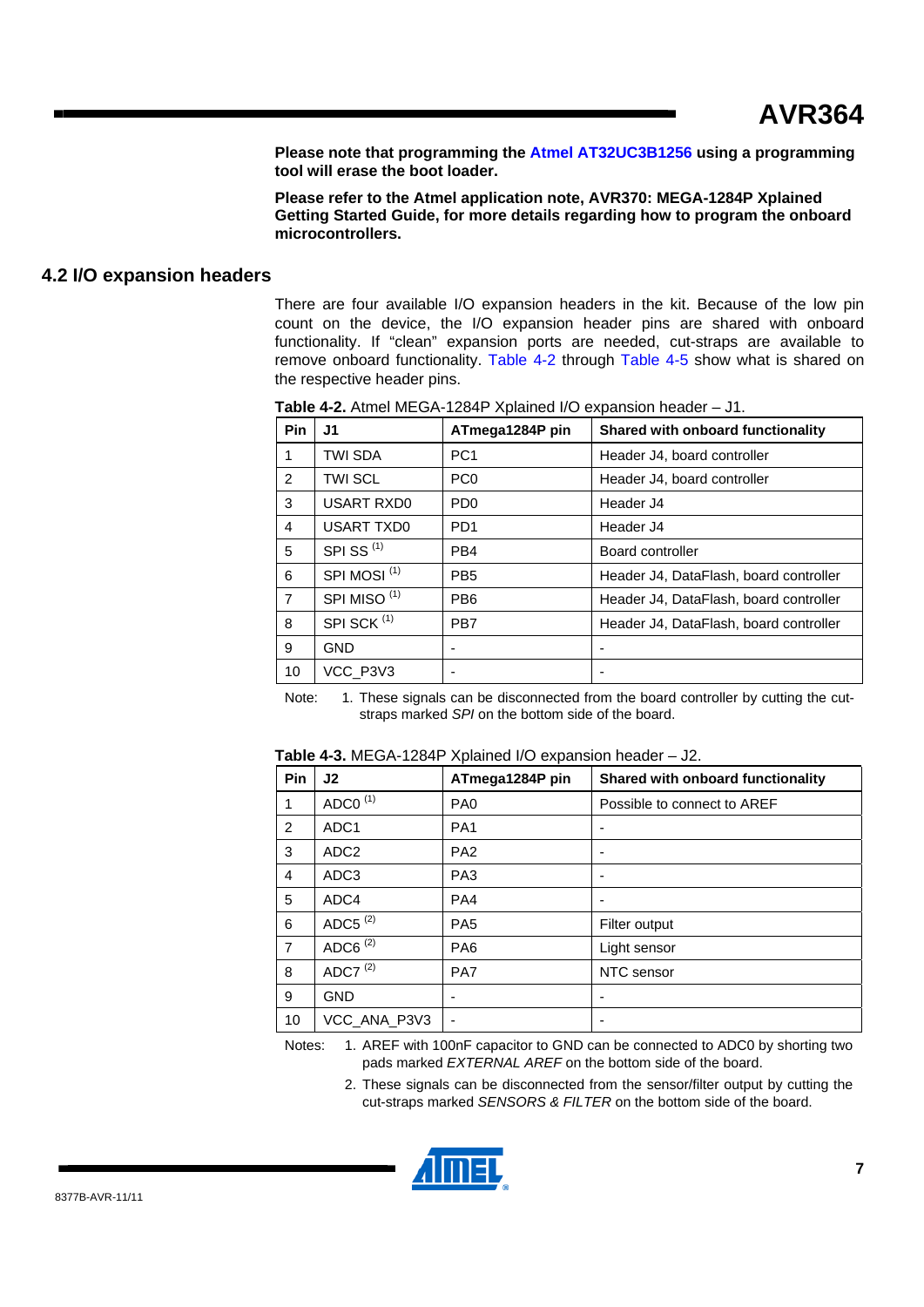**Please note that programming the Atmel AT32UC3B1256 using a programming tool will erase the boot loader.**

**Please refer to the Atmel application note, AVR370: MEGA-1284P Xplained Getting Started Guide, for more details regarding how to program the onboard microcontrollers.**

## 4.2 I/O expansion headers

There are four available I/O expansion headers in the kit. Because of the low pin count on the device, the I/O expansion header pins are shared with onboard functionality. If "clean" expansion ports are needed, cut-straps are available to remove onboard functionality. Table 4-2 through Table 4-5 show what is shared on the respective header pins.

**Table 4-2.** Atmel MEGA-1284P Xplained I/O expansion header – J1.

| Pin | J1 | ATmega1284P pin | Shared with onboard functionality |
|---|---|---|---|
| 1 | TWI SDA | PC1 | Header J4, board controller |
| 2 | TWI SCL | PC0 | Header J4, board controller |
| 3 | USART RXD0 | PD0 | Header J4 |
| 4 | USART TXD0 | PD1 | Header J4 |
| 5 | SPI SS (1) | PB4 | Board controller |
| 6 | SPI MOSI (1) | PB5 | Header J4, DataFlash, board controller |
| 7 | SPI MISO (1) | PB6 | Header J4, DataFlash, board controller |
| 8 | SPI SCK (1) | PB7 | Header J4, DataFlash, board controller |
| 9 | GND | - | - |
| 10 | VCC_P3V3 | - | - |

Note: 1. These signals can be disconnected from the board controller by cutting the cut-straps marked *SPI* on the bottom side of the board.

**Table 4-3.** MEGA-1284P Xplained I/O expansion header – J2.

| Pin | J2 | ATmega1284P pin | Shared with onboard functionality |
|---|---|---|---|
| 1 | ADC0 (1) | PA0 | Possible to connect to AREF |
| 2 | ADC1 | PA1 | - |
| 3 | ADC2 | PA2 | - |
| 4 | ADC3 | PA3 | - |
| 5 | ADC4 | PA4 | - |
| 6 | ADC5 (2) | PA5 | Filter output |
| 7 | ADC6 (2) | PA6 | Light sensor |
| 8 | ADC7 (2) | PA7 | NTC sensor |
| 9 | GND | - | - |
| 10 | VCC_ANA_P3V3 | - | - |

Notes: 1. AREF with 100nF capacitor to GND can be connected to ADC0 by shorting two pads marked *EXTERNAL AREF* on the bottom side of the board.

2. These signals can be disconnected from the sensor/filter output by cutting the cut-straps marked *SENSORS & FILTER* on the bottom side of the board.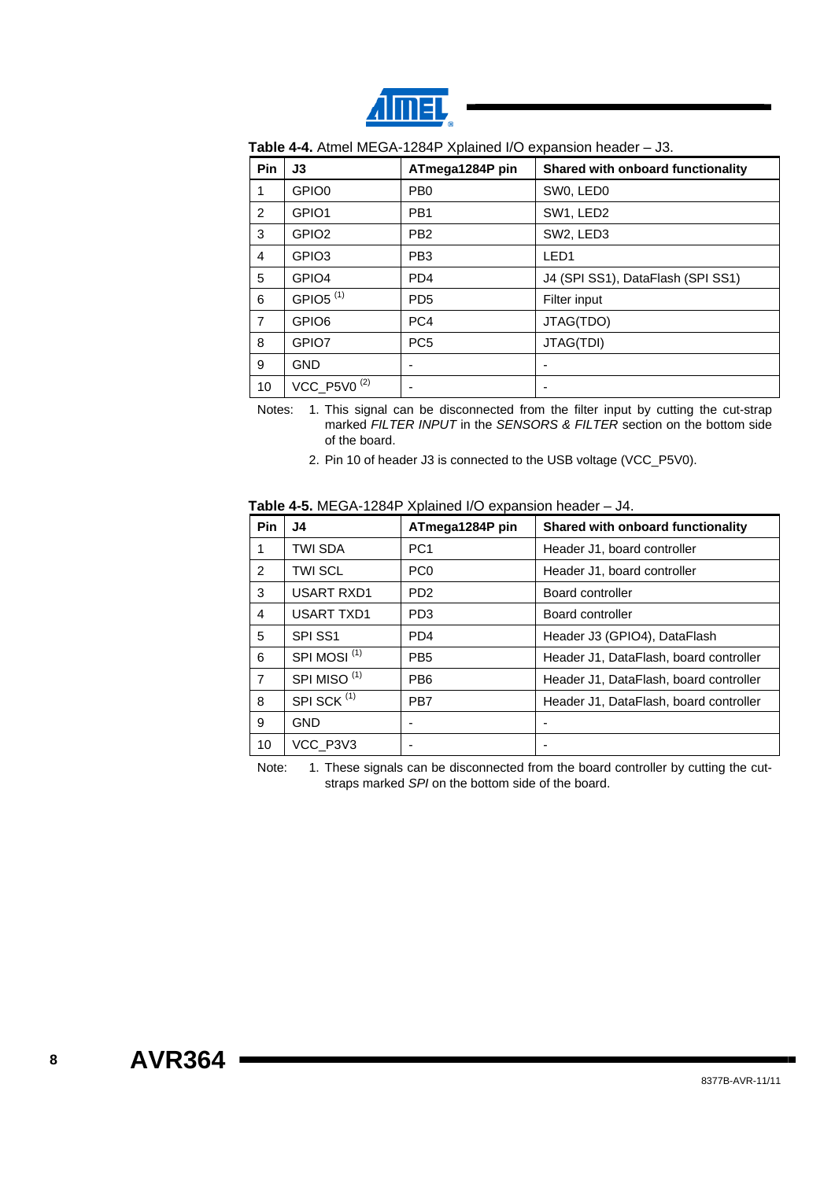**Table 4-4.** Atmel MEGA-1284P Xplained I/O expansion header – J3.

| Pin | J3 | ATmega1284P pin | Shared with onboard functionality |
|---|---|---|---|
| 1 | GPIO0 | PB0 | SW0, LED0 |
| 2 | GPIO1 | PB1 | SW1, LED2 |
| 3 | GPIO2 | PB2 | SW2, LED3 |
| 4 | GPIO3 | PB3 | LED1 |
| 5 | GPIO4 | PD4 | J4 (SPI SS1), DataFlash (SPI SS1) |
| 6 | GPIO5 (1) | PD5 | Filter input |
| 7 | GPIO6 | PC4 | JTAG(TDO) |
| 8 | GPIO7 | PC5 | JTAG(TDI) |
| 9 | GND | - | - |
| 10 | VCC_P5V0 (2) | - | - |

Notes: 1. This signal can be disconnected from the filter input by cutting the cut-strap marked *FILTER INPUT* in the *SENSORS & FILTER* section on the bottom side of the board.

2. Pin 10 of header J3 is connected to the USB voltage (VCC_P5V0).

**Table 4-5.** MEGA-1284P Xplained I/O expansion header – J4.

| Pin | J4 | ATmega1284P pin | Shared with onboard functionality |
|---|---|---|---|
| 1 | TWI SDA | PC1 | Header J1, board controller |
| 2 | TWI SCL | PC0 | Header J1, board controller |
| 3 | USART RXD1 | PD2 | Board controller |
| 4 | USART TXD1 | PD3 | Board controller |
| 5 | SPI SS1 | PD4 | Header J3 (GPIO4), DataFlash |
| 6 | SPI MOSI (1) | PB5 | Header J1, DataFlash, board controller |
| 7 | SPI MISO (1) | PB6 | Header J1, DataFlash, board controller |
| 8 | SPI SCK (1) | PB7 | Header J1, DataFlash, board controller |
| 9 | GND | - | - |
| 10 | VCC_P3V3 | - | - |

Note: 1. These signals can be disconnected from the board controller by cutting the cut-straps marked *SPI* on the bottom side of the board.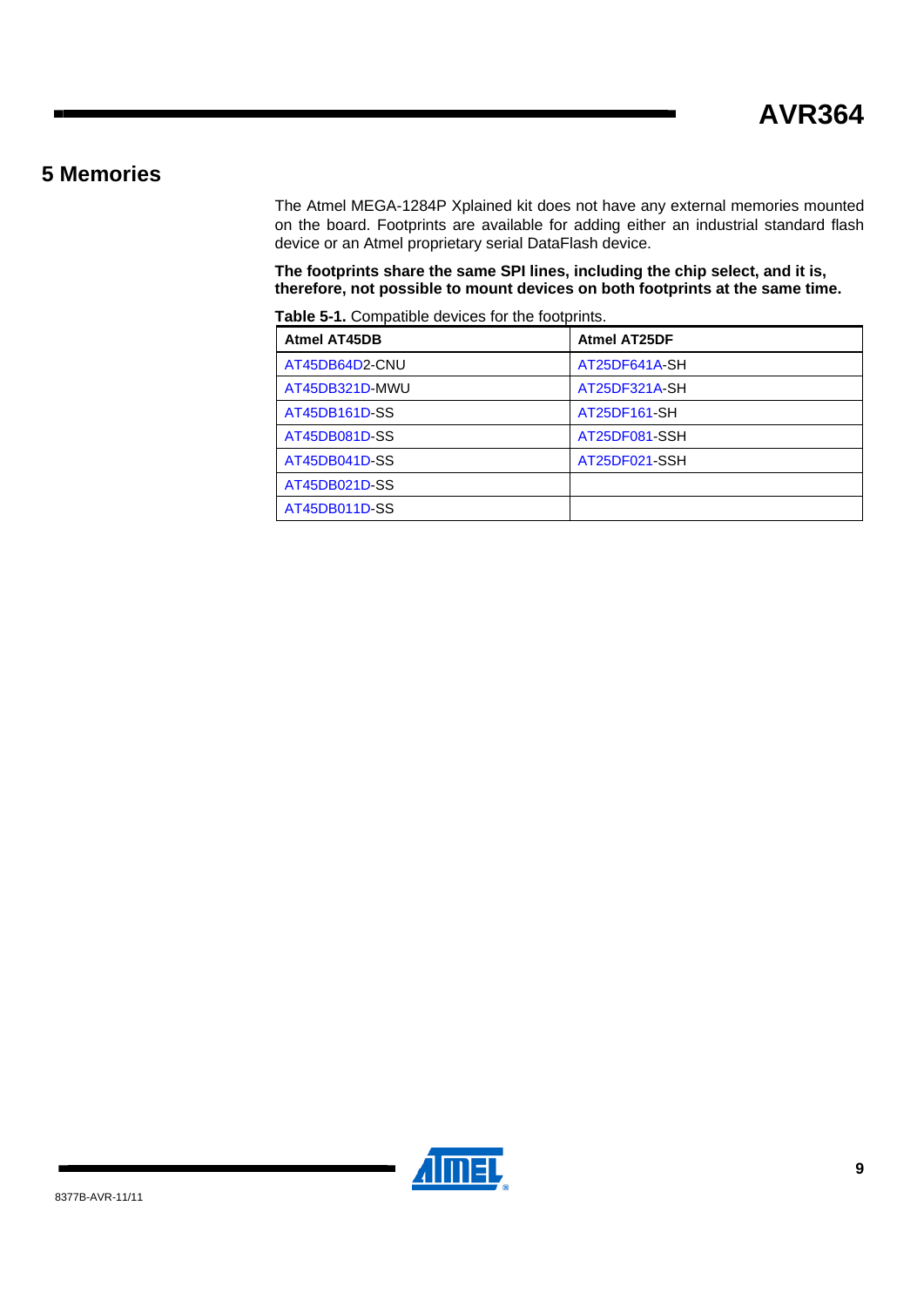# 5 Memories

The Atmel MEGA-1284P Xplained kit does not have any external memories mounted on the board. Footprints are available for adding either an industrial standard flash device or an Atmel proprietary serial DataFlash device.

**The footprints share the same SPI lines, including the chip select, and it is, therefore, not possible to mount devices on both footprints at the same time.**

**Table 5-1.** Compatible devices for the footprints.

| Atmel AT45DB | Atmel AT25DF |
|---|---|
| AT45DB64D2-CNU | AT25DF641A-SH |
| AT45DB321D-MWU | AT25DF321A-SH |
| AT45DB161D-SS | AT25DF161-SH |
| AT45DB081D-SS | AT25DF081-SSH |
| AT45DB041D-SS | AT25DF021-SSH |
| AT45DB021D-SS | |
| AT45DB011D-SS | |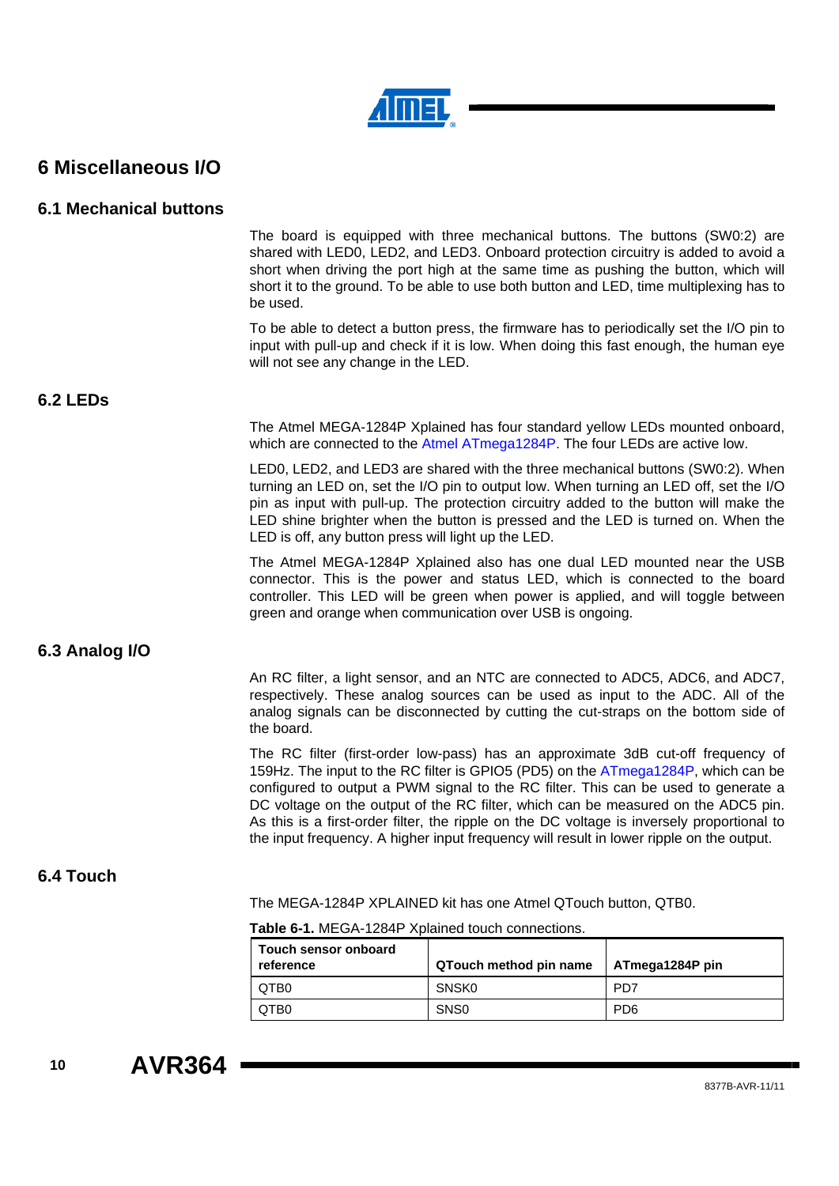# 6 Miscellaneous I/O

## 6.1 Mechanical buttons

The board is equipped with three mechanical buttons. The buttons (SW0:2) are shared with LED0, LED2, and LED3. Onboard protection circuitry is added to avoid a short when driving the port high at the same time as pushing the button, which will short it to the ground. To be able to use both button and LED, time multiplexing has to be used.

To be able to detect a button press, the firmware has to periodically set the I/O pin to input with pull-up and check if it is low. When doing this fast enough, the human eye will not see any change in the LED.

## 6.2 LEDs

The Atmel MEGA-1284P Xplained has four standard yellow LEDs mounted onboard, which are connected to the Atmel ATmega1284P. The four LEDs are active low.

LED0, LED2, and LED3 are shared with the three mechanical buttons (SW0:2). When turning an LED on, set the I/O pin to output low. When turning an LED off, set the I/O pin as input with pull-up. The protection circuitry added to the button will make the LED shine brighter when the button is pressed and the LED is turned on. When the LED is off, any button press will light up the LED.

The Atmel MEGA-1284P Xplained also has one dual LED mounted near the USB connector. This is the power and status LED, which is connected to the board controller. This LED will be green when power is applied, and will toggle between green and orange when communication over USB is ongoing.

## 6.3 Analog I/O

An RC filter, a light sensor, and an NTC are connected to ADC5, ADC6, and ADC7, respectively. These analog sources can be used as input to the ADC. All of the analog signals can be disconnected by cutting the cut-straps on the bottom side of the board.

The RC filter (first-order low-pass) has an approximate 3dB cut-off frequency of 159Hz. The input to the RC filter is GPIO5 (PD5) on the ATmega1284P, which can be configured to output a PWM signal to the RC filter. This can be used to generate a DC voltage on the output of the RC filter, which can be measured on the ADC5 pin. As this is a first-order filter, the ripple on the DC voltage is inversely proportional to the input frequency. A higher input frequency will result in lower ripple on the output.

## 6.4 Touch

The MEGA-1284P XPLAINED kit has one Atmel QTouch button, QTB0.

**Table 6-1.** MEGA-1284P Xplained touch connections.

| Touch sensor onboard reference | QTouch method pin name | ATmega1284P pin |
|---|---|---|
| QTB0 | SNSK0 | PD7 |
| QTB0 | SNS0 | PD6 |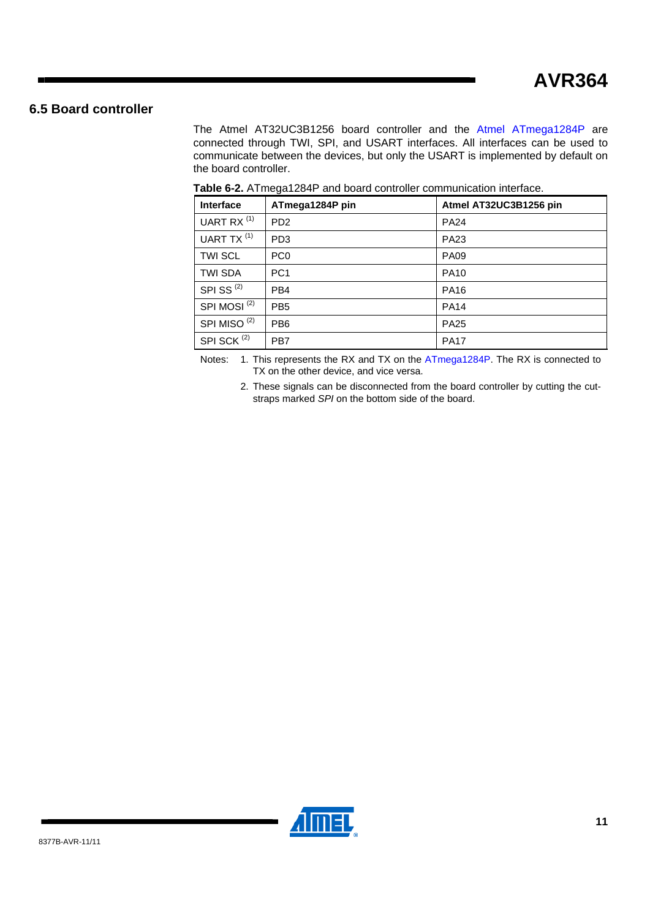## 6.5 Board controller

The Atmel AT32UC3B1256 board controller and the Atmel ATmega1284P are connected through TWI, SPI, and USART interfaces. All interfaces can be used to communicate between the devices, but only the USART is implemented by default on the board controller.

**Table 6-2.** ATmega1284P and board controller communication interface.

| Interface | ATmega1284P pin | Atmel AT32UC3B1256 pin |
|---|---|---|
| UART RX [(1)] | PD2 | PA24 |
| UART TX [(1)] | PD3 | PA23 |
| TWI SCL | PC0 | PA09 |
| TWI SDA | PC1 | PA10 |
| SPI SS [(2)] | PB4 | PA16 |
| SPI MOSI [(2)] | PB5 | PA14 |
| SPI MISO [(2)] | PB6 | PA25 |
| SPI SCK [(2)] | PB7 | PA17 |

Notes: 1. This represents the RX and TX on the ATmega1284P. The RX is connected to TX on the other device, and vice versa.

2. These signals can be disconnected from the board controller by cutting the cut-straps marked *SPI* on the bottom side of the board.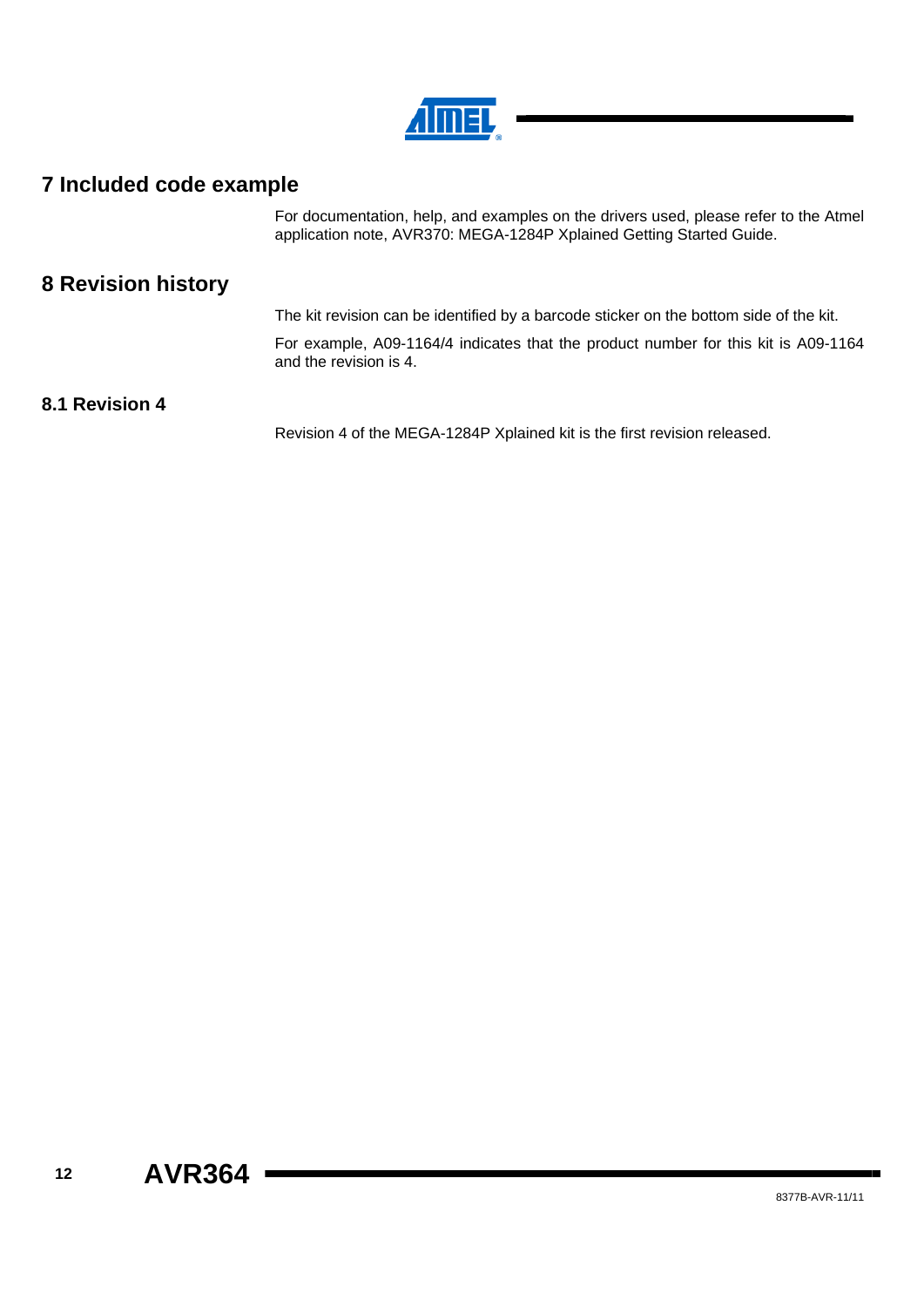# 7 Included code example

For documentation, help, and examples on the drivers used, please refer to the Atmel application note, AVR370: MEGA-1284P Xplained Getting Started Guide.

# 8 Revision history

The kit revision can be identified by a barcode sticker on the bottom side of the kit.

For example, A09-1164/4 indicates that the product number for this kit is A09-1164 and the revision is 4.

## 8.1 Revision 4

Revision 4 of the MEGA-1284P Xplained kit is the first revision released.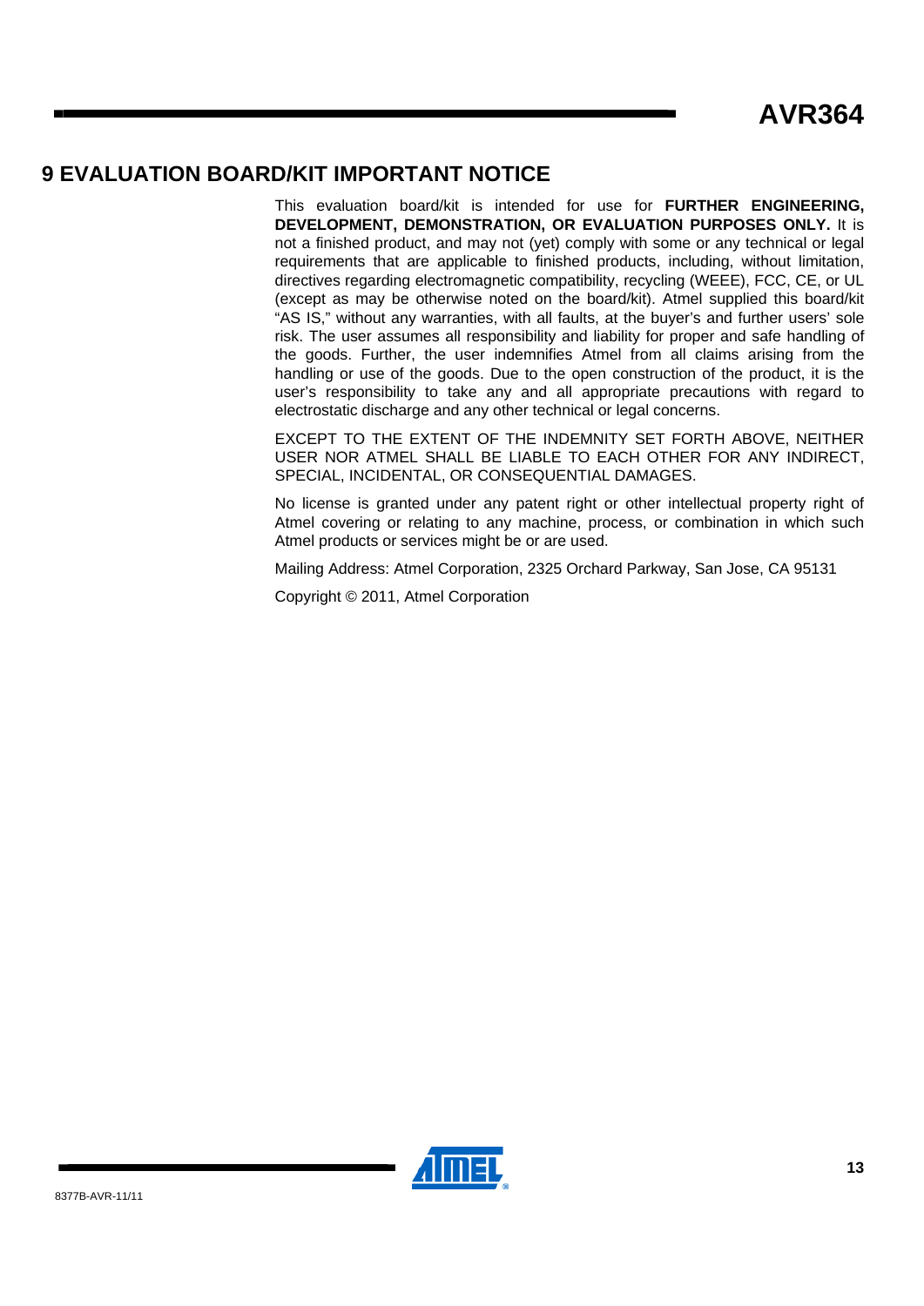# 9 EVALUATION BOARD/KIT IMPORTANT NOTICE

This evaluation board/kit is intended for use for **FURTHER ENGINEERING, DEVELOPMENT, DEMONSTRATION, OR EVALUATION PURPOSES ONLY.** It is not a finished product, and may not (yet) comply with some or any technical or legal requirements that are applicable to finished products, including, without limitation, directives regarding electromagnetic compatibility, recycling (WEEE), FCC, CE, or UL (except as may be otherwise noted on the board/kit). Atmel supplied this board/kit "AS IS," without any warranties, with all faults, at the buyer's and further users' sole risk. The user assumes all responsibility and liability for proper and safe handling of the goods. Further, the user indemnifies Atmel from all claims arising from the handling or use of the goods. Due to the open construction of the product, it is the user's responsibility to take any and all appropriate precautions with regard to electrostatic discharge and any other technical or legal concerns.

EXCEPT TO THE EXTENT OF THE INDEMNITY SET FORTH ABOVE, NEITHER USER NOR ATMEL SHALL BE LIABLE TO EACH OTHER FOR ANY INDIRECT, SPECIAL, INCIDENTAL, OR CONSEQUENTIAL DAMAGES.

No license is granted under any patent right or other intellectual property right of Atmel covering or relating to any machine, process, or combination in which such Atmel products or services might be or are used.

Mailing Address: Atmel Corporation, 2325 Orchard Parkway, San Jose, CA 95131

Copyright © 2011, Atmel Corporation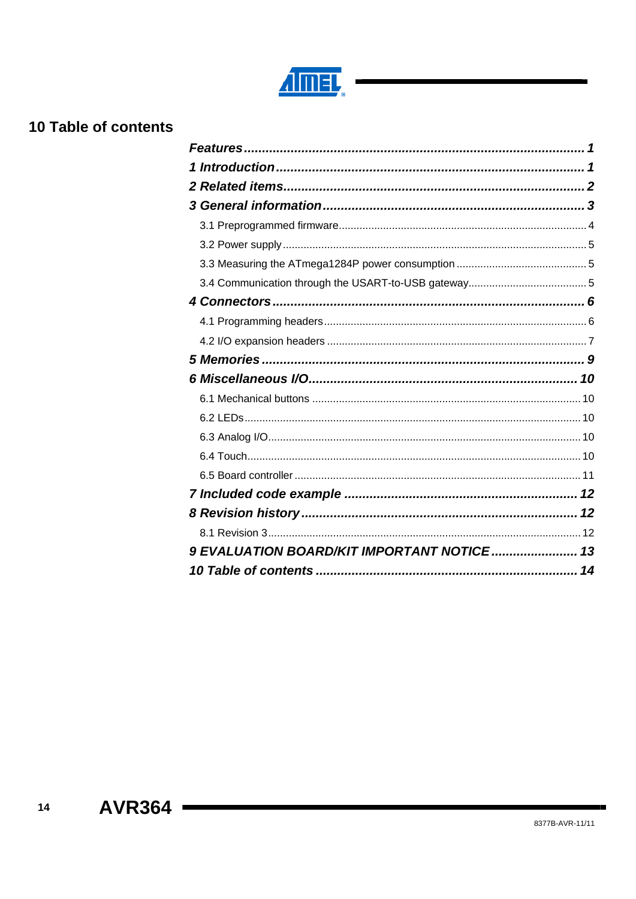## 10 Table of contents

***Features*** ...................................................................................... ***1***

***1 Introduction*** ................................................................................. ***1***

***2 Related items*** ............................................................................... ***2***

***3 General information*** ...................................................................... ***3***

3.1 Preprogrammed firmware ............................................................................ 4

3.2 Power supply ............................................................................................. 5

3.3 Measuring the ATmega1284P power consumption ........................................ 5

3.4 Communication through the USART-to-USB gateway...................................... 5

***4 Connectors*** .................................................................................... ***6***

4.1 Programming headers ................................................................................ 6

4.2 I/O expansion headers ............................................................................... 7

***5 Memories*** ...................................................................................... ***9***

***6 Miscellaneous I/O*** ........................................................................ ***10***

6.1 Mechanical buttons .................................................................................. 10

6.2 LEDs ....................................................................................................... 10

6.3 Analog I/O ............................................................................................... 10

6.4 Touch ...................................................................................................... 10

6.5 Board controller ....................................................................................... 11

***7 Included code example*** ............................................................... ***12***

***8 Revision history*** ........................................................................... ***12***

8.1 Revision 3 ................................................................................................ 12

***9 EVALUATION BOARD/KIT IMPORTANT NOTICE*** ........................ ***13***

***10 Table of contents*** ....................................................................... ***14***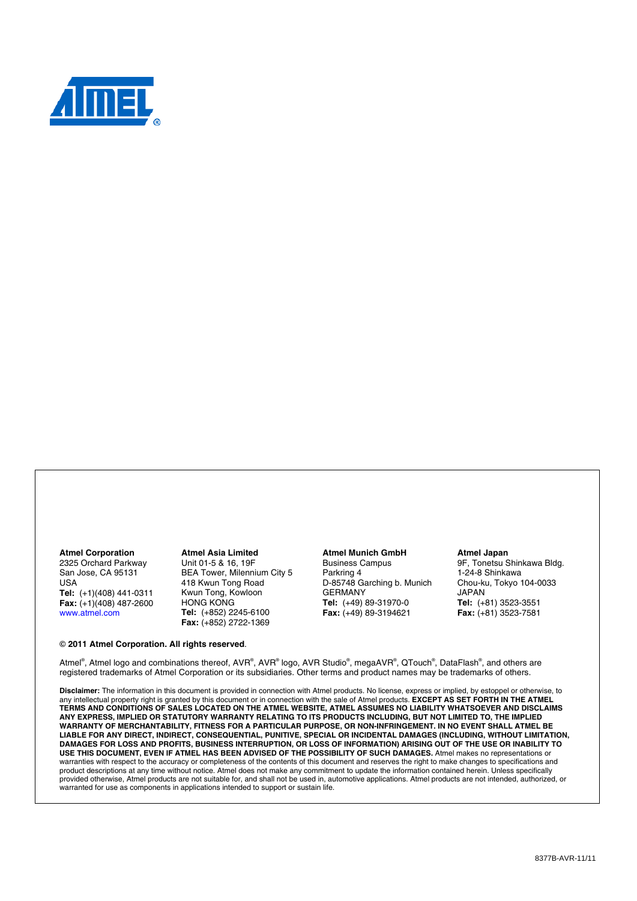**Atmel Corporation**
2325 Orchard Parkway
San Jose, CA 95131
USA
**Tel:** (+1)(408) 441-0311
**Fax:** (+1)(408) 487-2600
www.atmel.com

**Atmel Asia Limited**
Unit 01-5 & 16, 19F
BEA Tower, Millennium City 5
418 Kwun Tong Road
Kwun Tong, Kowloon
HONG KONG
**Tel:** (+852) 2245-6100
**Fax:** (+852) 2722-1369

**Atmel Munich GmbH**
Business Campus
Parkring 4
D-85748 Garching b. Munich
GERMANY
**Tel:** (+49) 89-31970-0
**Fax:** (+49) 89-3194621

**Atmel Japan**
9F, Tonetsu Shinkawa Bldg.
1-24-8 Shinkawa
Chou-ku, Tokyo 104-0033
JAPAN
**Tel:** (+81) 3523-3551
**Fax:** (+81) 3523-7581

**© 2011 Atmel Corporation. All rights reserved**.

Atmel®, Atmel logo and combinations thereof, AVR®, AVR® logo, AVR Studio®, megaAVR®, QTouch®, DataFlash®, and others are registered trademarks of Atmel Corporation or its subsidiaries. Other terms and product names may be trademarks of others.

**Disclaimer:** The information in this document is provided in connection with Atmel products. No license, express or implied, by estoppel or otherwise, to any intellectual property right is granted by this document or in connection with the sale of Atmel products. **EXCEPT AS SET FORTH IN THE ATMEL TERMS AND CONDITIONS OF SALES LOCATED ON THE ATMEL WEBSITE, ATMEL ASSUMES NO LIABILITY WHATSOEVER AND DISCLAIMS ANY EXPRESS, IMPLIED OR STATUTORY WARRANTY RELATING TO ITS PRODUCTS INCLUDING, BUT NOT LIMITED TO, THE IMPLIED WARRANTY OF MERCHANTABILITY, FITNESS FOR A PARTICULAR PURPOSE, OR NON-INFRINGEMENT. IN NO EVENT SHALL ATMEL BE LIABLE FOR ANY DIRECT, INDIRECT, CONSEQUENTIAL, PUNITIVE, SPECIAL OR INCIDENTAL DAMAGES (INCLUDING, WITHOUT LIMITATION, DAMAGES FOR LOSS AND PROFITS, BUSINESS INTERRUPTION, OR LOSS OF INFORMATION) ARISING OUT OF THE USE OR INABILITY TO USE THIS DOCUMENT, EVEN IF ATMEL HAS BEEN ADVISED OF THE POSSIBILITY OF SUCH DAMAGES.** Atmel makes no representations or warranties with respect to the accuracy or completeness of the contents of this document and reserves the right to make changes to specifications and product descriptions at any time without notice. Atmel does not make any commitment to update the information contained herein. Unless specifically provided otherwise, Atmel products are not suitable for, and shall not be used in, automotive applications. Atmel products are not intended, authorized, or warranted for use as components in applications intended to support or sustain life.

8377B-AVR-11/11